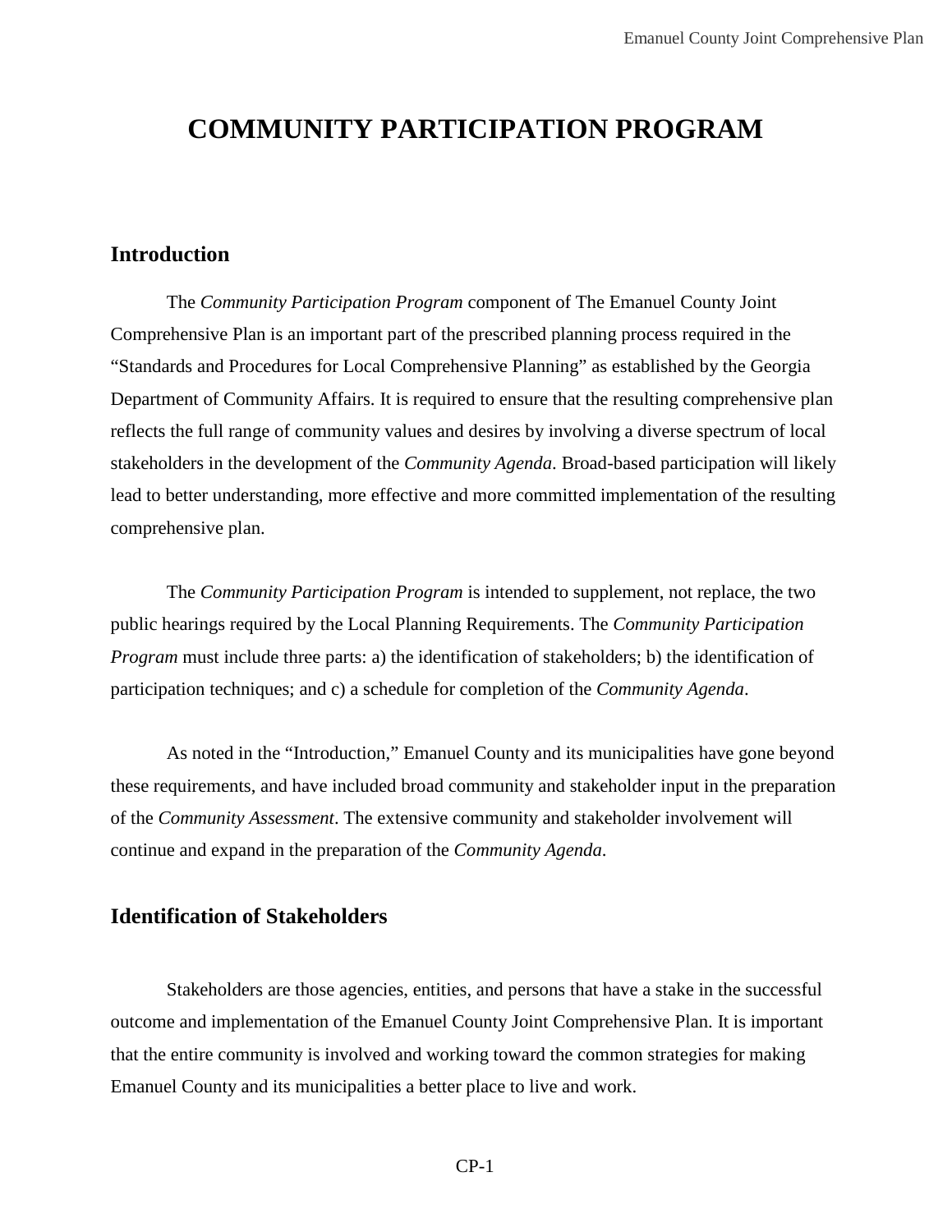# COMMUNITY PARTICIPATION PROGRAM

## Introduction

The *Community Participation Program* component of The Emanuel County Joint Comprehensive Plan is an important part of the prescribed planning process required in the "Standards and Procedures for Local Comprehensive Planning" as established by the Georgia Department of Community Affairs. It is required to ensure that the resulting comprehensive plan reflects the full range of community values and desires by involving a diverse spectrum of local stakeholders in the development of the *Community Agenda.* Broad-based participation will likely lead to better understanding, more effective and more committed implementation of the resulting comprehensive plan.

The *Community Participation Program* is intended to supplement, not replace, the two public hearings required by the Local Planning Requirements. The *Community Participation Program* must include three parts: a) the identification of stakeholders; b) the identification of participation techniques; and c) a schedule for completion of the *Community Agenda*.

As noted in the "Introduction," Emanuel County and its municipalities have gone beyond these requirements, and have included broad community and stakeholder input in the preparation of the *Community Assessment*. The extensive community and stakeholder involvement will continue and expand in the preparation of the *Community Agenda*.

## Identification of Stakeholders

Stakeholders are those agencies, entities, and persons that have a stake in the successful outcome and implementation of the Emanuel County Joint Comprehensive Plan. It is important that the entire community is involved and working toward the common strategies for making Emanuel County and its municipalities a better place to live and work.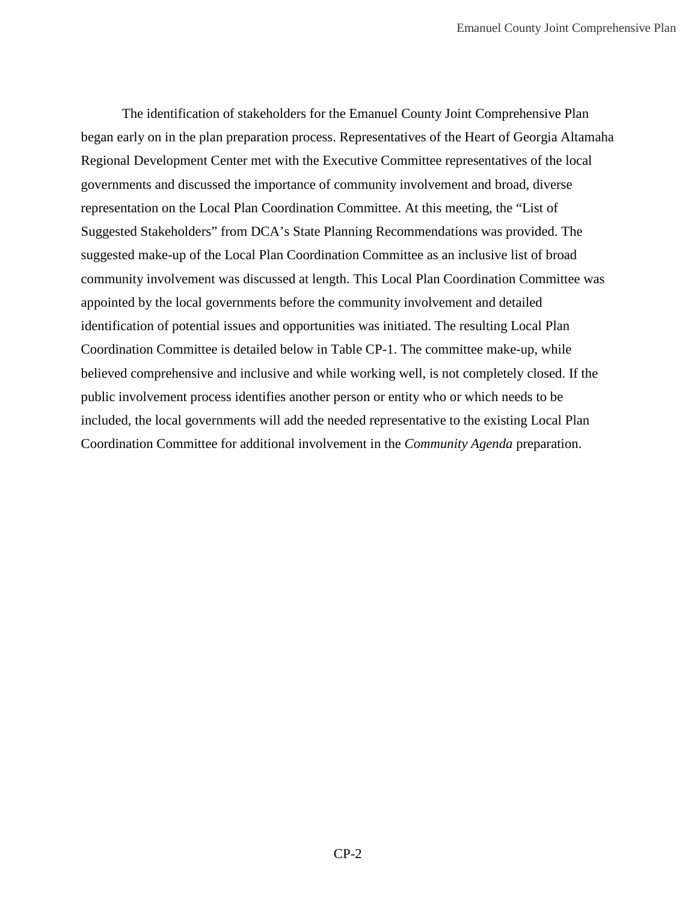The identification of stakeholders for the Emanuel County Joint Comprehensive Plan began early on in the plan preparation process. Representatives of the Heart of Georgia Altamaha Regional Development Center met with the Executive Committee representatives of the local governments and discussed the importance of community involvement and broad, diverse representation on the Local Plan Coordination Committee. At this meeting, the "List of Suggested Stakeholders" from DCA's State Planning Recommendations was provided. The suggested make-up of the Local Plan Coordination Committee as an inclusive list of broad community involvement was discussed at length. This Local Plan Coordination Committee was appointed by the local governments before the community involvement and detailed identification of potential issues and opportunities was initiated. The resulting Local Plan Coordination Committee is detailed below in Table CP-1. The committee make-up, while believed comprehensive and inclusive and while working well, is not completely closed. If the public involvement process identifies another person or entity who or which needs to be included, the local governments will add the needed representative to the existing Local Plan Coordination Committee for additional involvement in the *Community Agenda* preparation.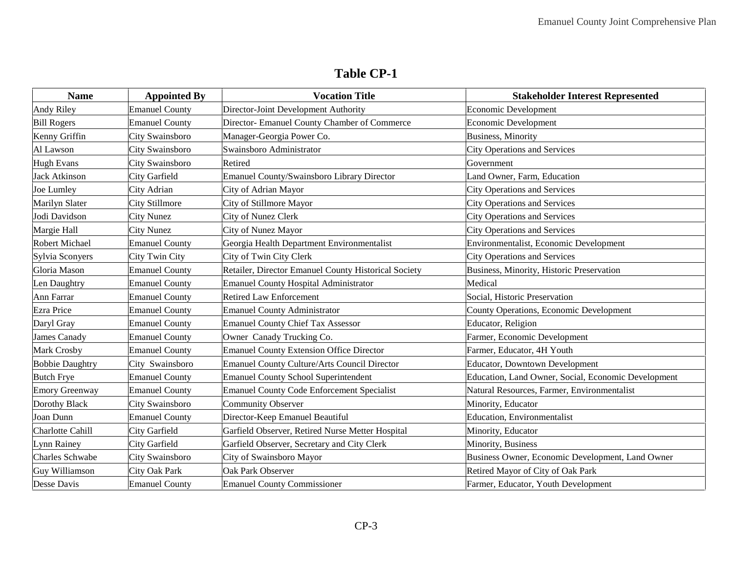## Table CP-1

| Name | Appointed By | Vocation Title | Stakeholder Interest Represented |
|---|---|---|---|
| Andy Riley | Emanuel County | Director-Joint Development Authority | Economic Development |
| Bill Rogers | Emanuel County | Director- Emanuel County Chamber of Commerce | Economic Development |
| Kenny Griffin | City Swainsboro | Manager-Georgia Power Co. | Business, Minority |
| Al Lawson | City Swainsboro | Swainsboro Administrator | City Operations and Services |
| Hugh Evans | City Swainsboro | Retired | Government |
| Jack Atkinson | City Garfield | Emanuel County/Swainsboro Library Director | Land Owner, Farm, Education |
| Joe Lumley | City Adrian | City of Adrian Mayor | City Operations and Services |
| Marilyn Slater | City Stillmore | City of Stillmore Mayor | City Operations and Services |
| Jodi Davidson | City Nunez | City of Nunez Clerk | City Operations and Services |
| Margie Hall | City Nunez | City of Nunez Mayor | City Operations and Services |
| Robert Michael | Emanuel County | Georgia Health Department Environmentalist | Environmentalist, Economic Development |
| Sylvia Sconyers | City Twin City | City of Twin City Clerk | City Operations and Services |
| Gloria Mason | Emanuel County | Retailer, Director Emanuel County Historical Society | Business, Minority, Historic Preservation |
| Len Daughtry | Emanuel County | Emanuel County Hospital Administrator | Medical |
| Ann Farrar | Emanuel County | Retired Law Enforcement | Social, Historic Preservation |
| Ezra Price | Emanuel County | Emanuel County Administrator | County Operations, Economic Development |
| Daryl Gray | Emanuel County | Emanuel County Chief Tax Assessor | Educator, Religion |
| James Canady | Emanuel County | Owner Canady Trucking Co. | Farmer, Economic Development |
| Mark Crosby | Emanuel County | Emanuel County Extension Office Director | Farmer, Educator, 4H Youth |
| Bobbie Daughtry | City Swainsboro | Emanuel County Culture/Arts Council Director | Educator, Downtown Development |
| Butch Frye | Emanuel County | Emanuel County School Superintendent | Education, Land Owner, Social, Economic Development |
| Emory Greenway | Emanuel County | Emanuel County Code Enforcement Specialist | Natural Resources, Farmer, Environmentalist |
| Dorothy Black | City Swainsboro | Community Observer | Minority, Educator |
| Joan Dunn | Emanuel County | Director-Keep Emanuel Beautiful | Education, Environmentalist |
| Charlotte Cahill | City Garfield | Garfield Observer, Retired Nurse Metter Hospital | Minority, Educator |
| Lynn Rainey | City Garfield | Garfield Observer, Secretary and City Clerk | Minority, Business |
| Charles Schwabe | City Swainsboro | City of Swainsboro Mayor | Business Owner, Economic Development, Land Owner |
| Guy Williamson | City Oak Park | Oak Park Observer | Retired Mayor of City of Oak Park |
| Desse Davis | Emanuel County | Emanuel County Commissioner | Farmer, Educator, Youth Development |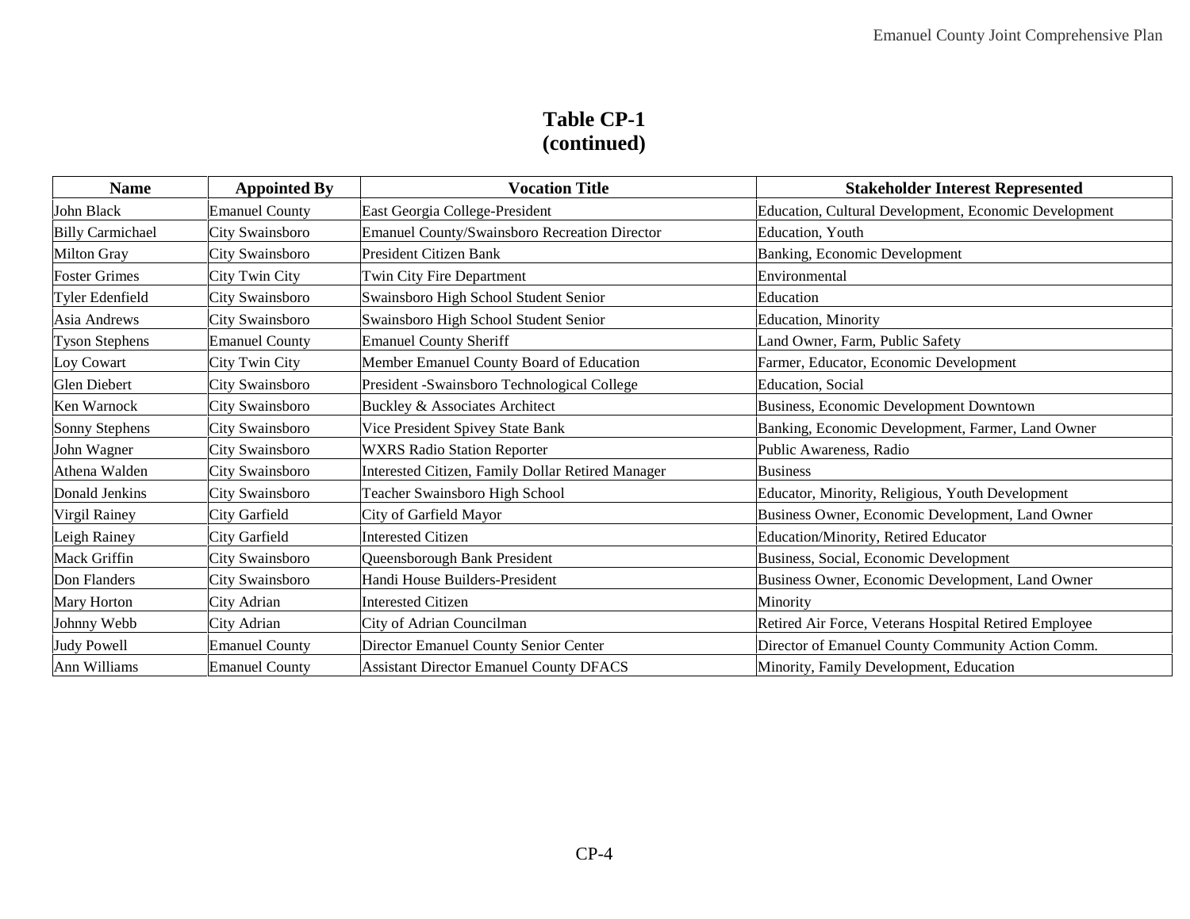**Table CP-1**
**(continued)**

| Name | Appointed By | Vocation Title | Stakeholder Interest Represented |
|---|---|---|---|
| John Black | Emanuel County | East Georgia College-President | Education, Cultural Development, Economic Development |
| Billy Carmichael | City Swainsboro | Emanuel County/Swainsboro Recreation Director | Education, Youth |
| Milton Gray | City Swainsboro | President Citizen Bank | Banking, Economic Development |
| Foster Grimes | City Twin City | Twin City Fire Department | Environmental |
| Tyler Edenfield | City Swainsboro | Swainsboro High School Student Senior | Education |
| Asia Andrews | City Swainsboro | Swainsboro High School Student Senior | Education, Minority |
| Tyson Stephens | Emanuel County | Emanuel County Sheriff | Land Owner, Farm, Public Safety |
| Loy Cowart | City Twin City | Member Emanuel County Board of Education | Farmer, Educator, Economic Development |
| Glen Diebert | City Swainsboro | President -Swainsboro Technological College | Education, Social |
| Ken Warnock | City Swainsboro | Buckley & Associates Architect | Business, Economic Development Downtown |
| Sonny Stephens | City Swainsboro | Vice President Spivey State Bank | Banking, Economic Development, Farmer, Land Owner |
| John Wagner | City Swainsboro | WXRS Radio Station Reporter | Public Awareness, Radio |
| Athena Walden | City Swainsboro | Interested Citizen, Family Dollar Retired Manager | Business |
| Donald Jenkins | City Swainsboro | Teacher Swainsboro High School | Educator, Minority, Religious, Youth Development |
| Virgil Rainey | City Garfield | City of Garfield Mayor | Business Owner, Economic Development, Land Owner |
| Leigh Rainey | City Garfield | Interested Citizen | Education/Minority, Retired Educator |
| Mack Griffin | City Swainsboro | Queensborough Bank President | Business, Social, Economic Development |
| Don Flanders | City Swainsboro | Handi House Builders-President | Business Owner, Economic Development, Land Owner |
| Mary Horton | City Adrian | Interested Citizen | Minority |
| Johnny Webb | City Adrian | City of Adrian Councilman | Retired Air Force, Veterans Hospital Retired Employee |
| Judy Powell | Emanuel County | Director Emanuel County Senior Center | Director of Emanuel County Community Action Comm. |
| Ann Williams | Emanuel County | Assistant Director Emanuel County DFACS | Minority, Family Development, Education |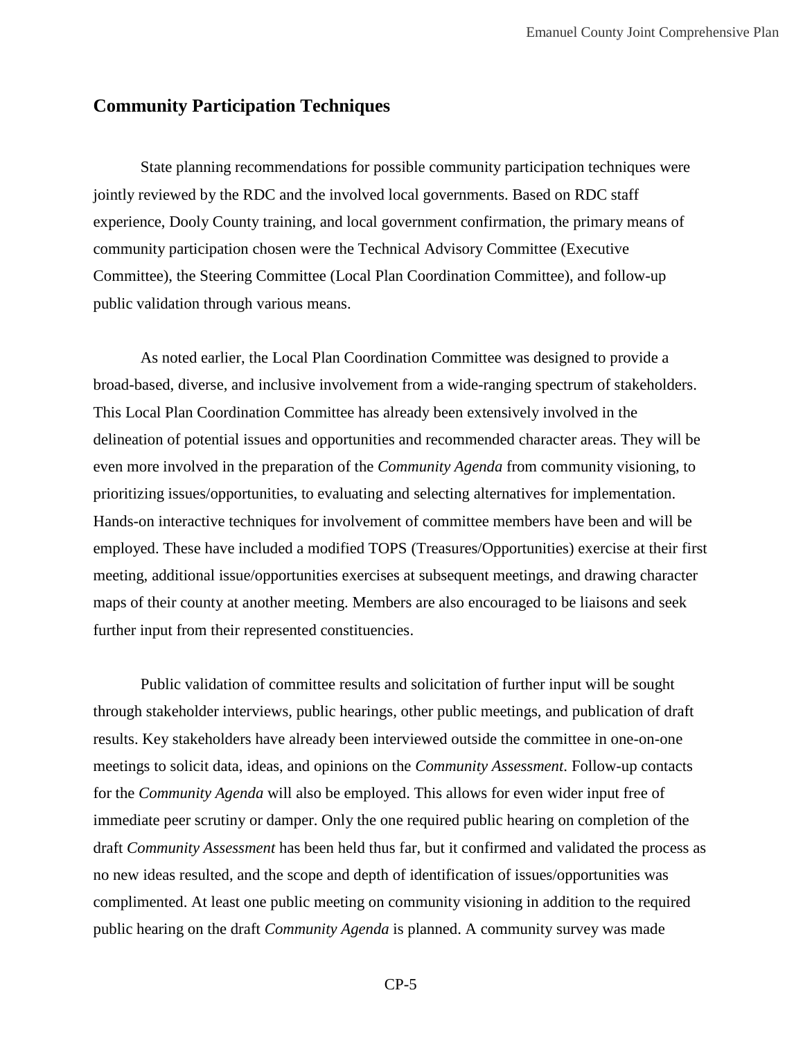## Community Participation Techniques

State planning recommendations for possible community participation techniques were jointly reviewed by the RDC and the involved local governments. Based on RDC staff experience, Dooly County training, and local government confirmation, the primary means of community participation chosen were the Technical Advisory Committee (Executive Committee), the Steering Committee (Local Plan Coordination Committee), and follow-up public validation through various means.

As noted earlier, the Local Plan Coordination Committee was designed to provide a broad-based, diverse, and inclusive involvement from a wide-ranging spectrum of stakeholders. This Local Plan Coordination Committee has already been extensively involved in the delineation of potential issues and opportunities and recommended character areas. They will be even more involved in the preparation of the *Community Agenda* from community visioning, to prioritizing issues/opportunities, to evaluating and selecting alternatives for implementation. Hands-on interactive techniques for involvement of committee members have been and will be employed. These have included a modified TOPS (Treasures/Opportunities) exercise at their first meeting, additional issue/opportunities exercises at subsequent meetings, and drawing character maps of their county at another meeting. Members are also encouraged to be liaisons and seek further input from their represented constituencies.

Public validation of committee results and solicitation of further input will be sought through stakeholder interviews, public hearings, other public meetings, and publication of draft results. Key stakeholders have already been interviewed outside the committee in one-on-one meetings to solicit data, ideas, and opinions on the *Community Assessment*. Follow-up contacts for the *Community Agenda* will also be employed. This allows for even wider input free of immediate peer scrutiny or damper. Only the one required public hearing on completion of the draft *Community Assessment* has been held thus far, but it confirmed and validated the process as no new ideas resulted, and the scope and depth of identification of issues/opportunities was complimented. At least one public meeting on community visioning in addition to the required public hearing on the draft *Community Agenda* is planned. A community survey was made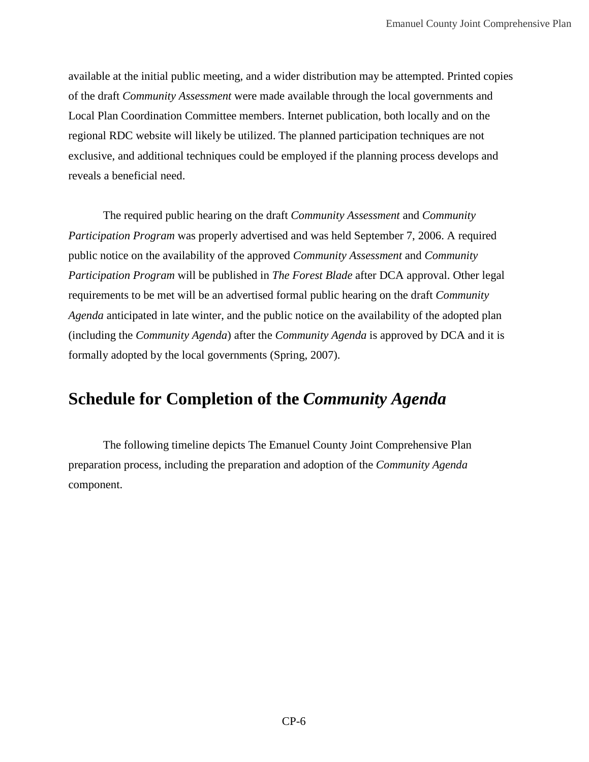available at the initial public meeting, and a wider distribution may be attempted. Printed copies of the draft *Community Assessment* were made available through the local governments and Local Plan Coordination Committee members. Internet publication, both locally and on the regional RDC website will likely be utilized. The planned participation techniques are not exclusive, and additional techniques could be employed if the planning process develops and reveals a beneficial need.

The required public hearing on the draft *Community Assessment* and *Community Participation Program* was properly advertised and was held September 7, 2006. A required public notice on the availability of the approved *Community Assessment* and *Community Participation Program* will be published in *The Forest Blade* after DCA approval. Other legal requirements to be met will be an advertised formal public hearing on the draft *Community Agenda* anticipated in late winter, and the public notice on the availability of the adopted plan (including the *Community Agenda*) after the *Community Agenda* is approved by DCA and it is formally adopted by the local governments (Spring, 2007).

## Schedule for Completion of the *Community Agenda*

The following timeline depicts The Emanuel County Joint Comprehensive Plan preparation process, including the preparation and adoption of the *Community Agenda* component.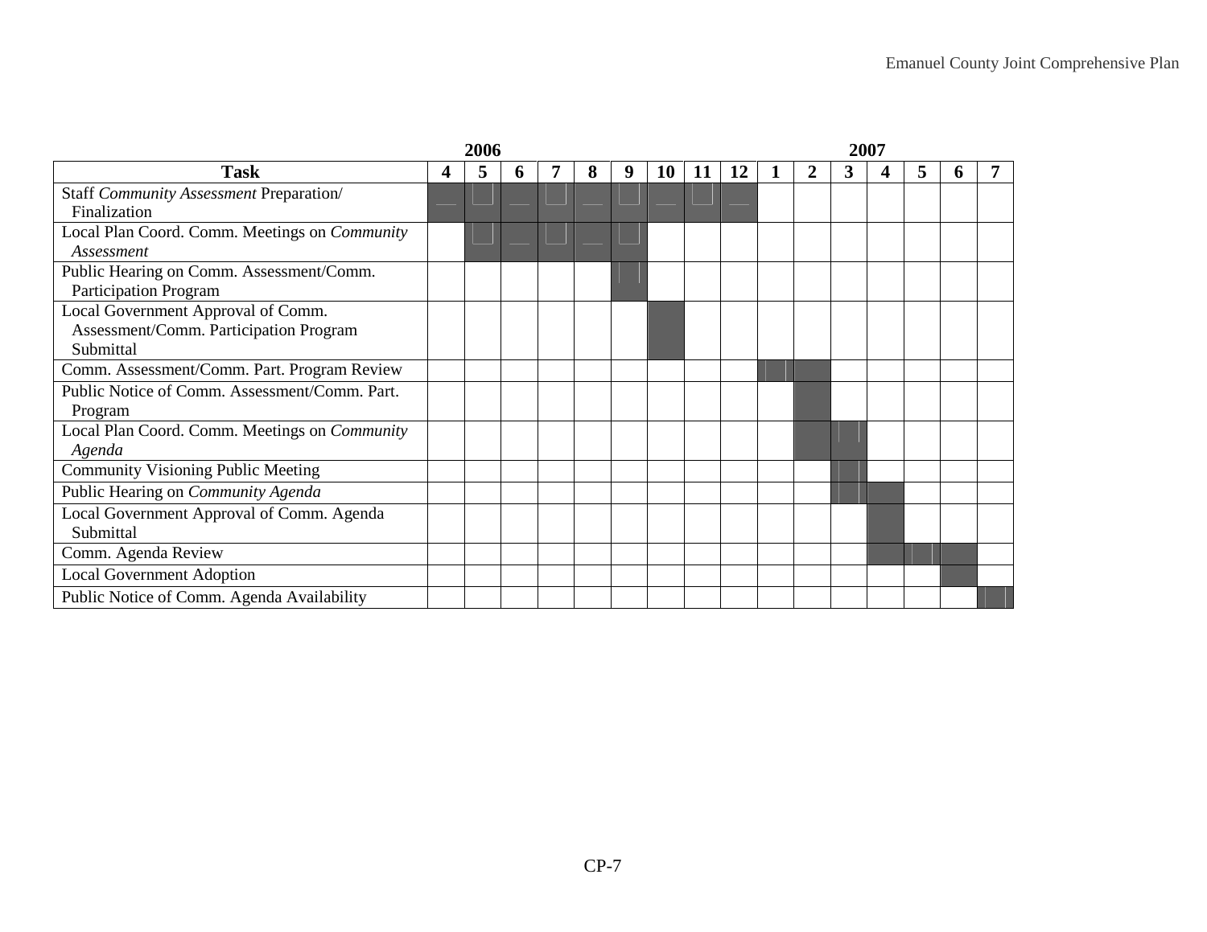| | 2006 | | | | | | | | | 2007 | | | | | | |
|---|---|---|---|---|---|---|---|---|---|---|---|---|---|---|---|---|
| **Task** | **4** | **5** | **6** | **7** | **8** | **9** | **10** | **11** | **12** | **1** | **2** | **3** | **4** | **5** | **6** | **7** |
| Staff *Community Assessment* Preparation/ Finalization | ■ | ■ | ■ | ■ | ■ | ■ | ■ | ■ | ■ | | | | | | | |
| Local Plan Coord. Comm. Meetings on *Community Assessment* | | ■ | ■ | ■ | ■ | ■ | | | | | | | | | | |
| Public Hearing on Comm. Assessment/Comm. Participation Program | | | | | | ■ | | | | | | | | | | |
| Local Government Approval of Comm. Assessment/Comm. Participation Program Submittal | | | | | | | ■ | | | | | | | | | |
| Comm. Assessment/Comm. Part. Program Review | | | | | | | | | | ■ | ■ | | | | | |
| Public Notice of Comm. Assessment/Comm. Part. Program | | | | | | | | | | | ■ | | | | | |
| Local Plan Coord. Comm. Meetings on *Community Agenda* | | | | | | | | | | | ■ | ■ | | | | |
| Community Visioning Public Meeting | | | | | | | | | | | | ■ | | | | |
| Public Hearing on *Community Agenda* | | | | | | | | | | | | ■ | ■ | | | |
| Local Government Approval of Comm. Agenda Submittal | | | | | | | | | | | | | ■ | | | |
| Comm. Agenda Review | | | | | | | | | | | | | ■ | ■ | ■ | |
| Local Government Adoption | | | | | | | | | | | | | | | ■ | |
| Public Notice of Comm. Agenda Availability | | | | | | | | | | | | | | | | ■ |